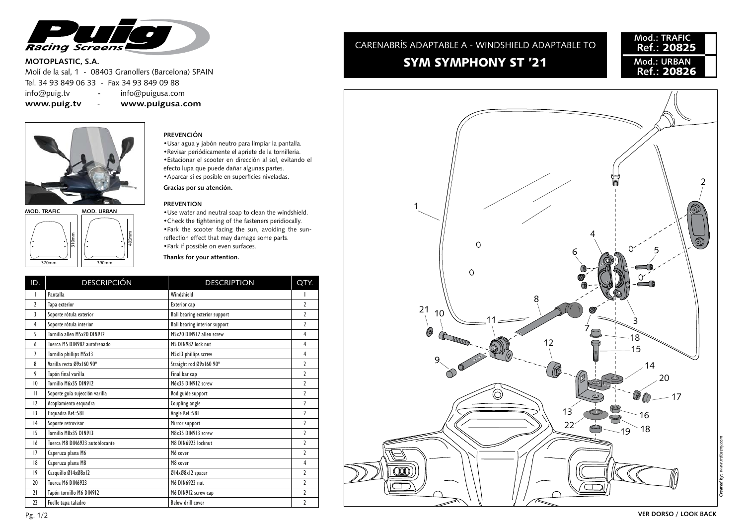**MOTOPLASTIC, S.A.**

Molí de la sal, 1 - 08403 Granollers (Barcelona) SPAIN

Tel. 34 93 849 06 33 - Fax 34 93 849 09 88

info@puig.tv - info@puigusa.com

**www.puig.tv - www.puigusa.com**

CARENABRÍS ADAPTABLE A - WINDSHIELD ADAPTABLE TO

## SYM SYMPHONY ST '21

Mod.: TRAFIC **Ref.: 20825**

Mod.: URBAN **Ref.: 20826**

MOD. TRAFIC: 370mm × 310mm

MOD. URBAN: 390mm × 405mm

**PREVENCIÓN**

- Usar agua y jabón neutro para limpiar la pantalla.
- Revisar periódicamente el apriete de la tornillería.
- Estacionar el scooter en dirección al sol, evitando el efecto lupa que puede dañar algunas partes.
- Aparcar si es posible en superficies niveladas.

**Gracias por su atención.**

**PREVENTION**

- Use water and neutral soap to clean the windshield.
- Check the tightening of the fasteners peridiocally.
- Park the scooter facing the sun, avoiding the sun-reflection effect that may damage some parts.
- Park if possible on even surfaces.

**Thanks for your attention.**

| ID. | DESCRIPCIÓN | DESCRIPTION | QTY. |
|---|---|---|---|
| 1 | Pantalla | Windshield | 1 |
| 2 | Tapa exterior | Exterior cap | 2 |
| 3 | Soporte rótula exterior | Ball bearing exterior support | 2 |
| 4 | Soporte rótula interior | Ball bearing interior support | 2 |
| 5 | Tornillo allen M5x20 DIN912 | M5x20 DIN912 allen screw | 4 |
| 6 | Tuerca M5 DIN982 autofrenado | M5 DIN982 lock nut | 4 |
| 7 | Tornillo phillips M5x13 | M5x13 phillips screw | 4 |
| 8 | Varilla recta Ø9x160 90° | Straight rod Ø9x160 90° | 2 |
| 9 | Tapón final varilla | Final bar cap | 2 |
| 10 | Tornillo M6x35 DIN912 | M6x35 DIN912 screw | 2 |
| 11 | Soporte guía sujección varilla | Rod guide support | 2 |
| 12 | Acoplamiento esquadra | Coupling angle | 2 |
| 13 | Esquadra Ref.:581 | Angle Ref.:581 | 2 |
| 14 | Soporte retrovisor | Mirror support | 2 |
| 15 | Tornillo M8x35 DIN913 | M8x35 DIN913 screw | 2 |
| 16 | Tuerca M8 DIN6923 autoblocante | M8 DIN6923 locknut | 2 |
| 17 | Caperuza plana M6 | M6 cover | 2 |
| 18 | Caperuza plana M8 | M8 cover | 4 |
| 19 | Casquillo Ø14xØ8x12 | Ø14xØ8x12 spacer | 2 |
| 20 | Tuerca M6 DIN6923 | M6 DIN6923 nut | 2 |
| 21 | Tapón tornillo M6 DIN912 | M6 DIN912 screw cap | 2 |
| 22 | Fuelle tapa taladro | Below drill cover | 2 |

*Created by: www.rdisseny.com*

VER DORSO / LOOK BACK